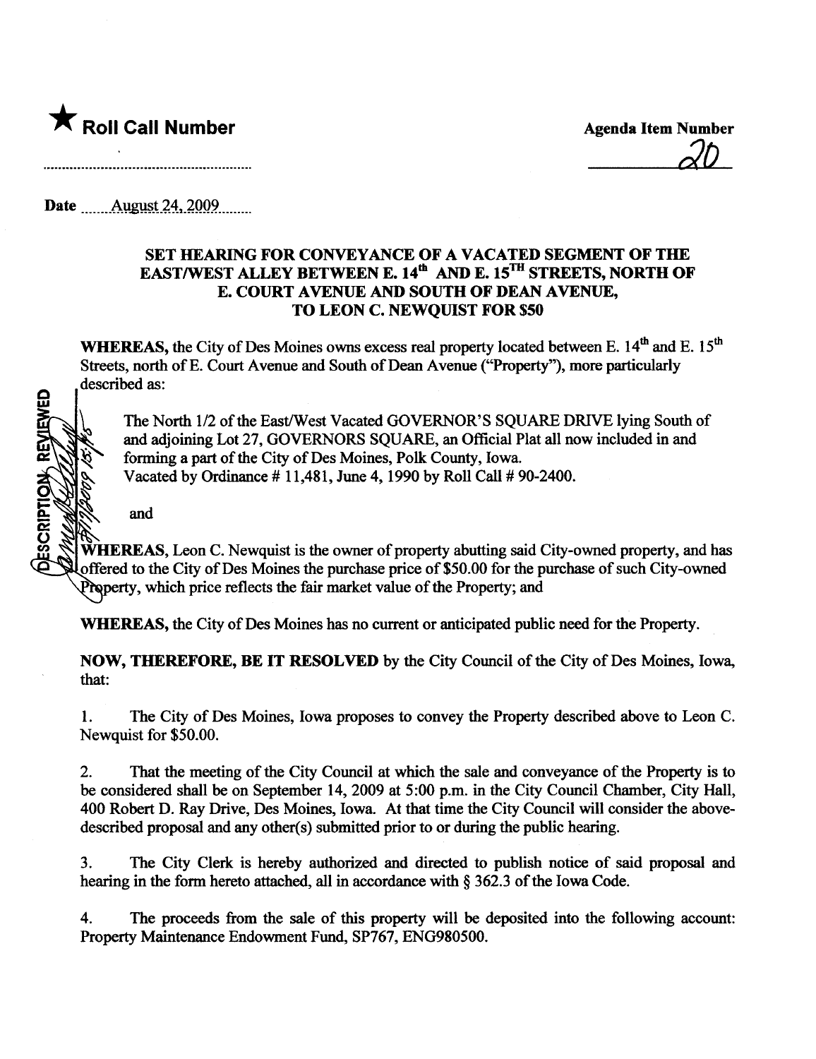★ **Roll Call Number**

Agenda Item Number

20

Date August 24, 2009

### SET HEARING FOR CONVEYANCE OF A VACATED SEGMENT OF THE EAST/WEST ALLEY BETWEEN E. 14th AND E. 15TH STREETS, NORTH OF E. COURT AVENUE AND SOUTH OF DEAN AVENUE, TO LEON C. NEWQUIST FOR $50

**WHEREAS,** the City of Des Moines owns excess real property located between E. 14th and E. 15th Streets, north of E. Court Avenue and South of Dean Avenue ("Property"), more particularly described as:

> The North 1/2 of the East/West Vacated GOVERNOR'S SQUARE DRIVE lying South of and adjoining Lot 27, GOVERNORS SQUARE, an Official Plat all now included in and forming a part of the City of Des Moines, Polk County, Iowa.
> Vacated by Ordinance # 11,481, June 4, 1990 by Roll Call # 90-2400.

and

**WHEREAS,** Leon C. Newquist is the owner of property abutting said City-owned property, and has offered to the City of Des Moines the purchase price of $50.00 for the purchase of such City-owned Property, which price reflects the fair market value of the Property; and

**WHEREAS,** the City of Des Moines has no current or anticipated public need for the Property.

**NOW, THEREFORE, BE IT RESOLVED** by the City Council of the City of Des Moines, Iowa, that:

1. The City of Des Moines, Iowa proposes to convey the Property described above to Leon C. Newquist for $50.00.

2. That the meeting of the City Council at which the sale and conveyance of the Property is to be considered shall be on September 14, 2009 at 5:00 p.m. in the City Council Chamber, City Hall, 400 Robert D. Ray Drive, Des Moines, Iowa. At that time the City Council will consider the above-described proposal and any other(s) submitted prior to or during the public hearing.

3. The City Clerk is hereby authorized and directed to publish notice of said proposal and hearing in the form hereto attached, all in accordance with § 362.3 of the Iowa Code.

4. The proceeds from the sale of this property will be deposited into the following account: Property Maintenance Endowment Fund, SP767, ENG980500.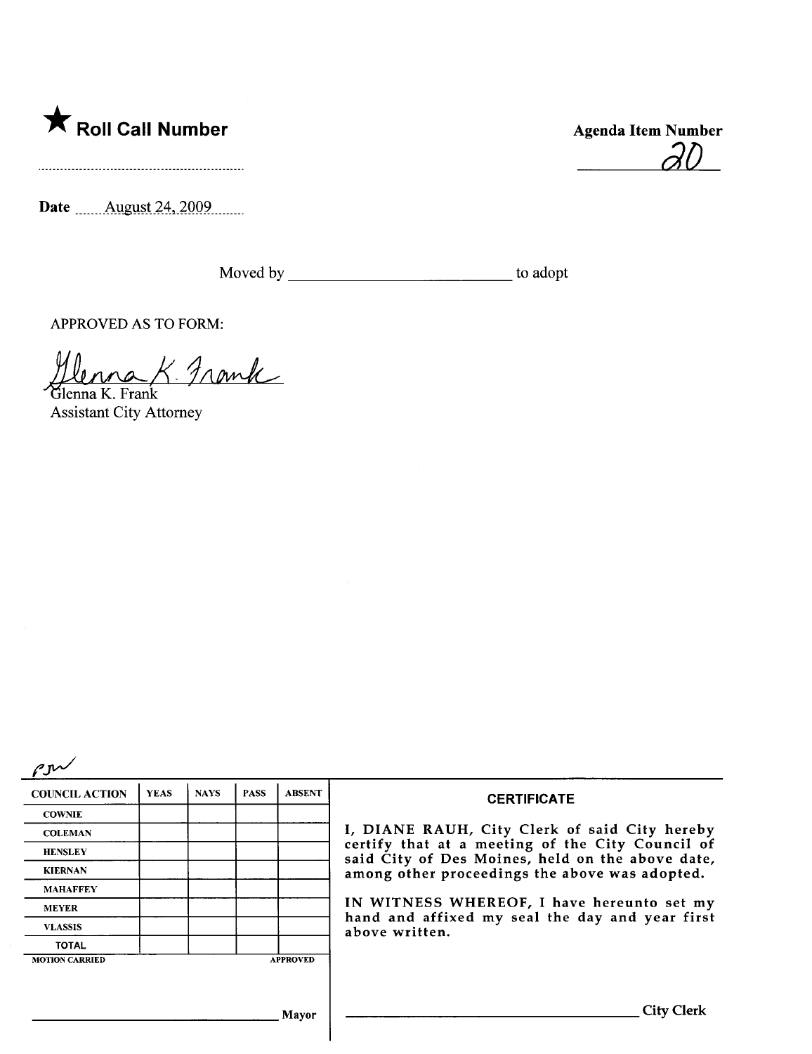★ **Roll Call Number**

..........................................................

**Agenda Item Number**

20

**Date** August 24, 2009

Moved by ____________________________ to adopt

APPROVED AS TO FORM:

Glenna K. Frank
Glenna K. Frank
Assistant City Attorney

pjw

| COUNCIL ACTION | YEAS | NAYS | PASS | ABSENT |
|---|---|---|---|---|
| COWNIE | | | | |
| COLEMAN | | | | |
| HENSLEY | | | | |
| KIERNAN | | | | |
| MAHAFFEY | | | | |
| MEYER | | | | |
| VLASSIS | | | | |
| TOTAL | | | | |
| MOTION CARRIED | | | | APPROVED |

____________________________ Mayor

**CERTIFICATE**

I, DIANE RAUH, City Clerk of said City hereby certify that at a meeting of the City Council of said City of Des Moines, held on the above date, among other proceedings the above was adopted.

IN WITNESS WHEREOF, I have hereunto set my hand and affixed my seal the day and year first above written.

____________________________ City Clerk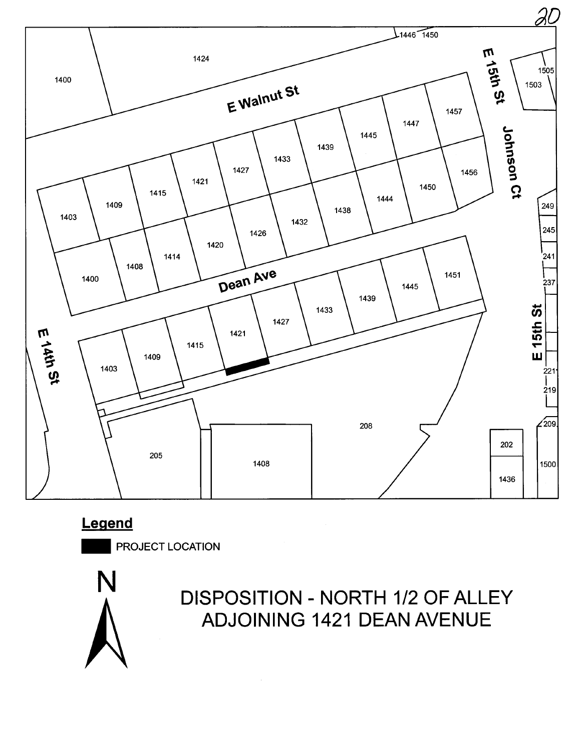20

E Walnut St

Dean Ave

E 14th St

E 15th St

Johnson Ct

E 15th St

1400
1424
1446
1450
1505
1503
1403
1409
1415
1421
1427
1433
1439
1445
1447
1457
1456
1450
1444
1438
1432
1426
1420
1414
1408
1400
249
245
241
237
1403
1409
1415
1421
1427
1433
1439
1445
1451
221
219
209
208
205
1408
202
1436
1500

**Legend**

PROJECT LOCATION

N

DISPOSITION - NORTH 1/2 OF ALLEY ADJOINING 1421 DEAN AVENUE